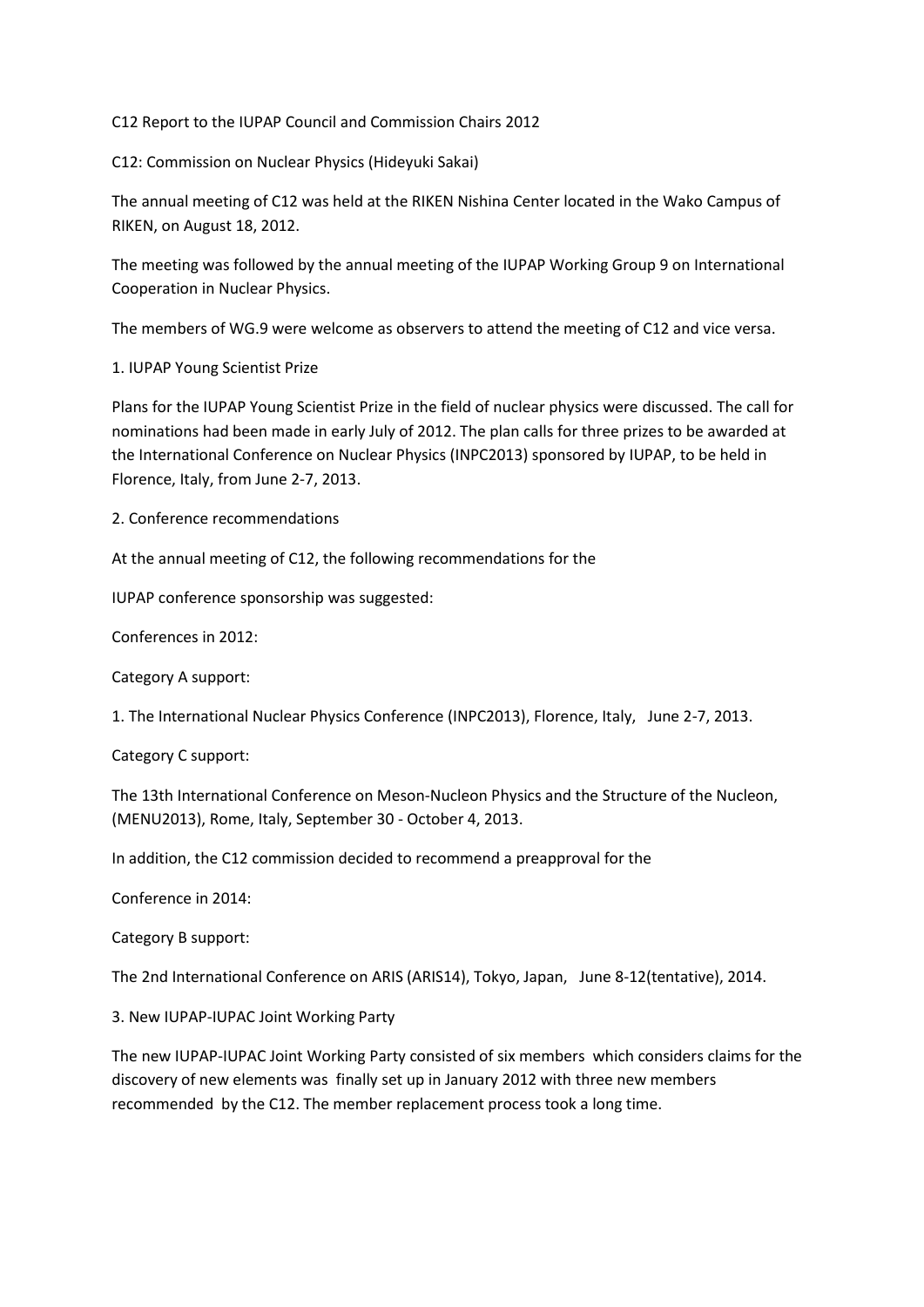C12 Report to the IUPAP Council and Commission Chairs 2012

C12: Commission on Nuclear Physics (Hideyuki Sakai)

The annual meeting of C12 was held at the RIKEN Nishina Center located in the Wako Campus of RIKEN, on August 18, 2012.

The meeting was followed by the annual meeting of the IUPAP Working Group 9 on International Cooperation in Nuclear Physics.

The members of WG.9 were welcome as observers to attend the meeting of C12 and vice versa.

1. IUPAP Young Scientist Prize

Plans for the IUPAP Young Scientist Prize in the field of nuclear physics were discussed. The call for nominations had been made in early July of 2012. The plan calls for three prizes to be awarded at the International Conference on Nuclear Physics (INPC2013) sponsored by IUPAP, to be held in Florence, Italy, from June 2-7, 2013.

2. Conference recommendations

At the annual meeting of C12, the following recommendations for the

IUPAP conference sponsorship was suggested:

Conferences in 2012:

Category A support:

1. The International Nuclear Physics Conference (INPC2013), Florence, Italy, June 2-7, 2013.

Category C support:

The 13th International Conference on Meson-Nucleon Physics and the Structure of the Nucleon, (MENU2013), Rome, Italy, September 30 - October 4, 2013.

In addition, the C12 commission decided to recommend a preapproval for the

Conference in 2014:

Category B support:

The 2nd International Conference on ARIS (ARIS14), Tokyo, Japan, June 8-12(tentative), 2014.

3. New IUPAP-IUPAC Joint Working Party

The new IUPAP-IUPAC Joint Working Party consisted of six members which considers claims for the discovery of new elements was finally set up in January 2012 with three new members recommended by the C12. The member replacement process took a long time.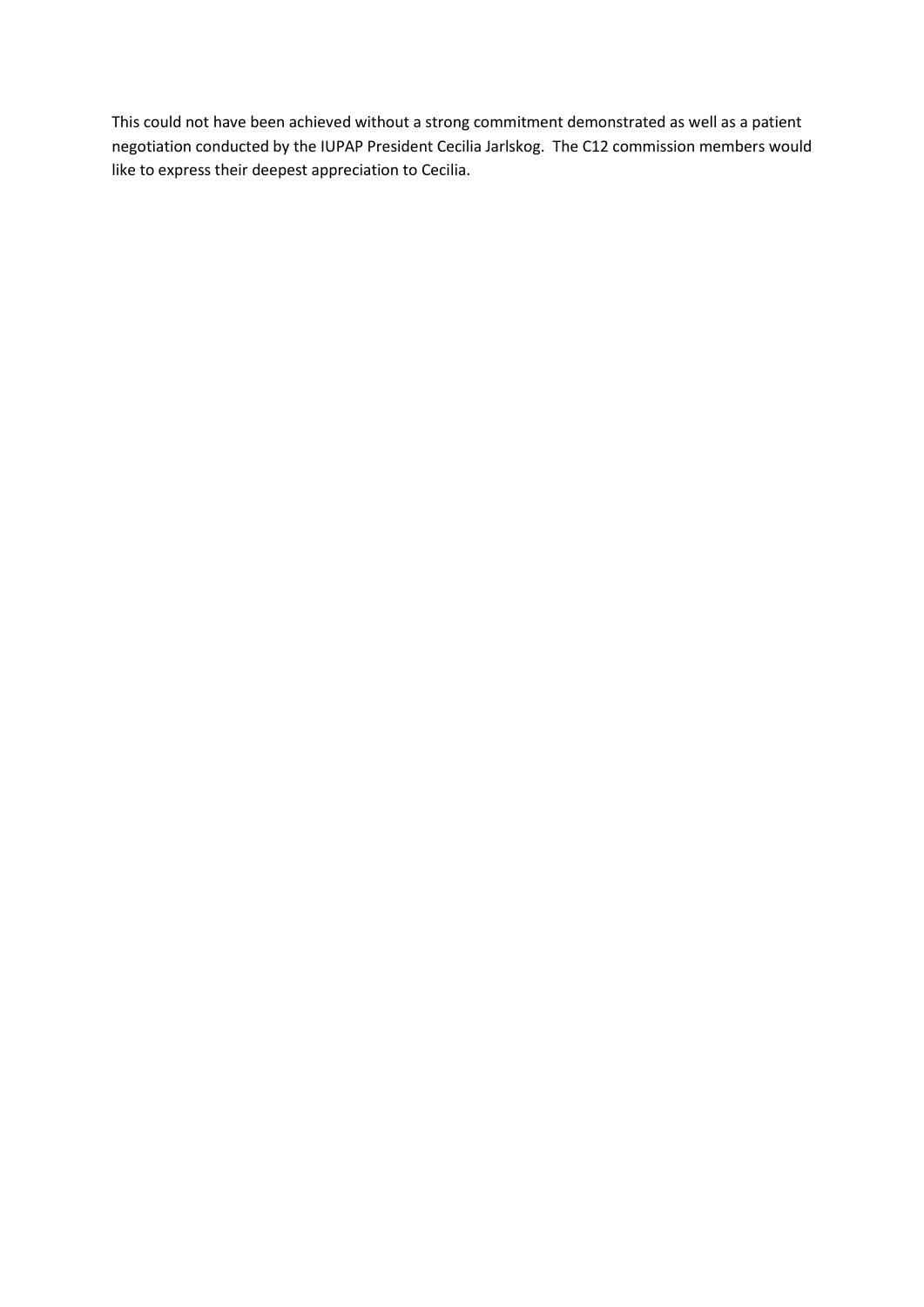This could not have been achieved without a strong commitment demonstrated as well as a patient negotiation conducted by the IUPAP President Cecilia Jarlskog. The C12 commission members would like to express their deepest appreciation to Cecilia.